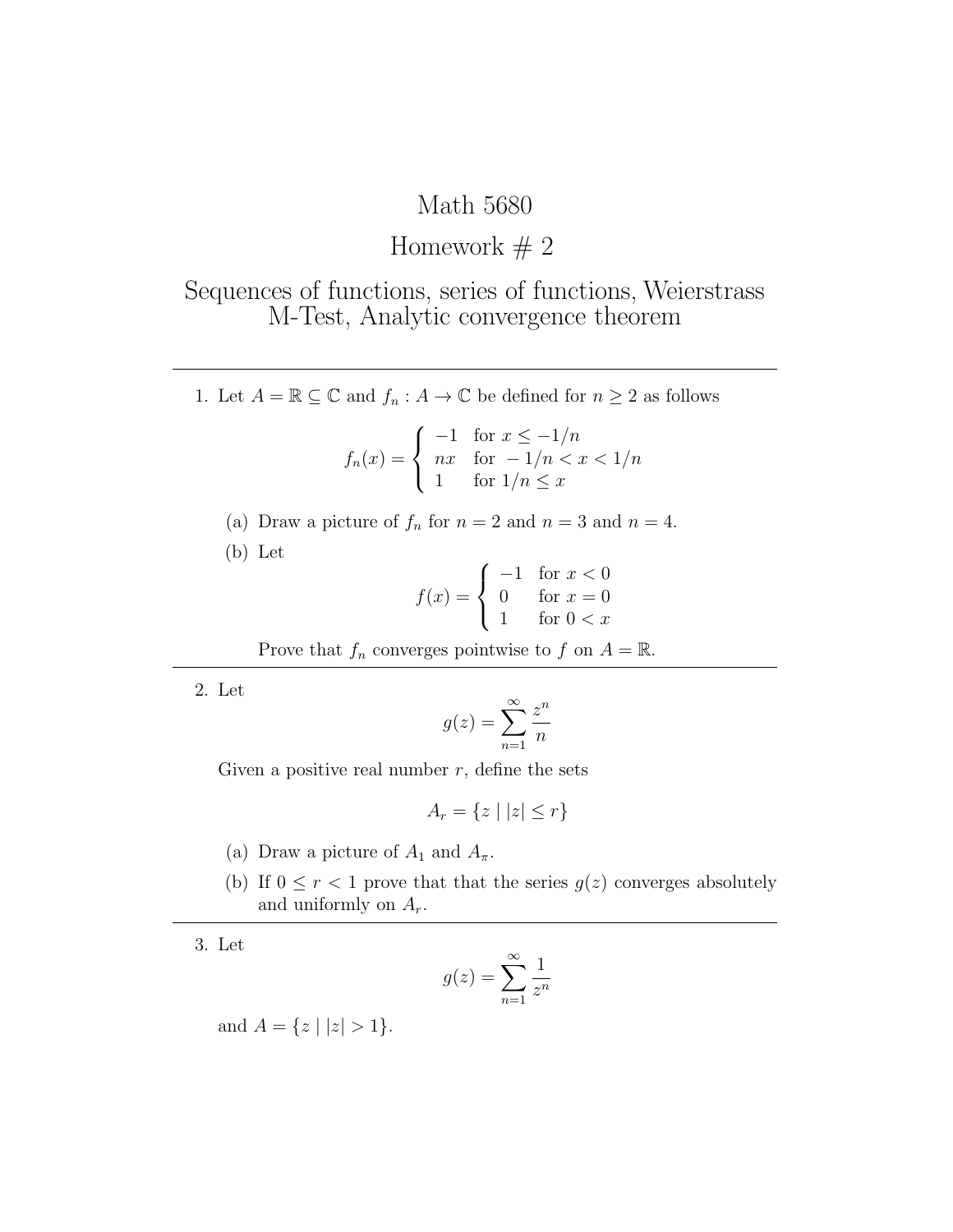# Math 5680

## Homework # 2

## Sequences of functions, series of functions, Weierstrass M-Test, Analytic convergence theorem

---

1. Let $A = \mathbb{R} \subseteq \mathbb{C}$ and $f_n : A \to \mathbb{C}$ be defined for $n \geq 2$ as follows

$$f_n(x) = \begin{cases} -1 & \text{for } x \leq -1/n \\ nx & \text{for } -1/n < x < 1/n \\ 1 & \text{for } 1/n \leq x \end{cases}$$

   (a) Draw a picture of $f_n$ for $n = 2$ and $n = 3$ and $n = 4$.

   (b) Let

$$f(x) = \begin{cases} -1 & \text{for } x < 0 \\ 0 & \text{for } x = 0 \\ 1 & \text{for } 0 < x \end{cases}$$

   Prove that $f_n$ converges pointwise to $f$ on $A = \mathbb{R}$.

---

2. Let

$$g(z) = \sum_{n=1}^{\infty} \frac{z^n}{n}$$

   Given a positive real number $r$, define the sets

$$A_r = \{z \mid |z| \leq r\}$$

   (a) Draw a picture of $A_1$ and $A_\pi$.

   (b) If $0 \leq r < 1$ prove that that the series $g(z)$ converges absolutely and uniformly on $A_r$.

---

3. Let

$$g(z) = \sum_{n=1}^{\infty} \frac{1}{z^n}$$

   and $A = \{z \mid |z| > 1\}$.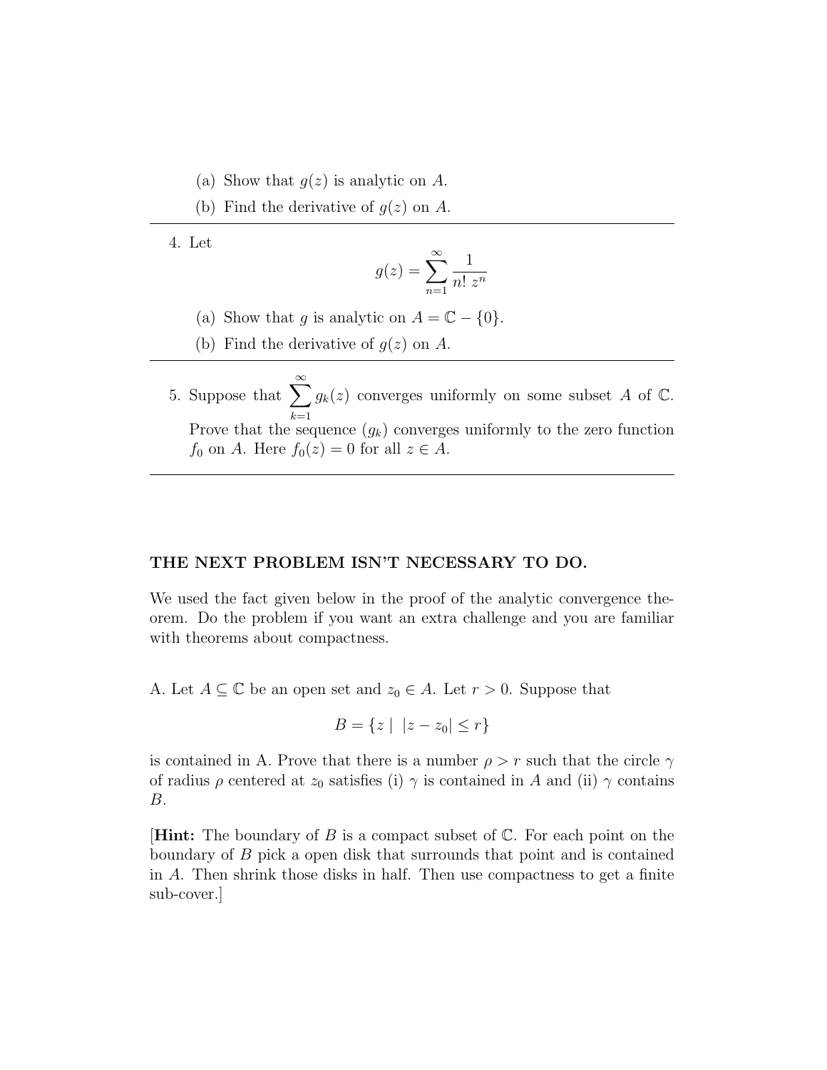(a) Show that $g(z)$ is analytic on $A$.

(b) Find the derivative of $g(z)$ on $A$.

---

4. Let

$$g(z) = \sum_{n=1}^{\infty} \frac{1}{n!\ z^n}$$

(a) Show that $g$ is analytic on $A = \mathbb{C} - \{0\}$.

(b) Find the derivative of $g(z)$ on $A$.

---

5. Suppose that $\sum_{k=1}^{\infty} g_k(z)$ converges uniformly on some subset $A$ of $\mathbb{C}$. Prove that the sequence $(g_k)$ converges uniformly to the zero function $f_0$ on $A$. Here $f_0(z) = 0$ for all $z \in A$.

---

**THE NEXT PROBLEM ISN'T NECESSARY TO DO.**

We used the fact given below in the proof of the analytic convergence theorem. Do the problem if you want an extra challenge and you are familiar with theorems about compactness.

A. Let $A \subseteq \mathbb{C}$ be an open set and $z_0 \in A$. Let $r > 0$. Suppose that

$$B = \{z \mid |z - z_0| \leq r\}$$

is contained in A. Prove that there is a number $\rho > r$ such that the circle $\gamma$ of radius $\rho$ centered at $z_0$ satisfies (i) $\gamma$ is contained in $A$ and (ii) $\gamma$ contains $B$.

[**Hint:** The boundary of $B$ is a compact subset of $\mathbb{C}$. For each point on the boundary of $B$ pick a open disk that surrounds that point and is contained in $A$. Then shrink those disks in half. Then use compactness to get a finite sub-cover.]